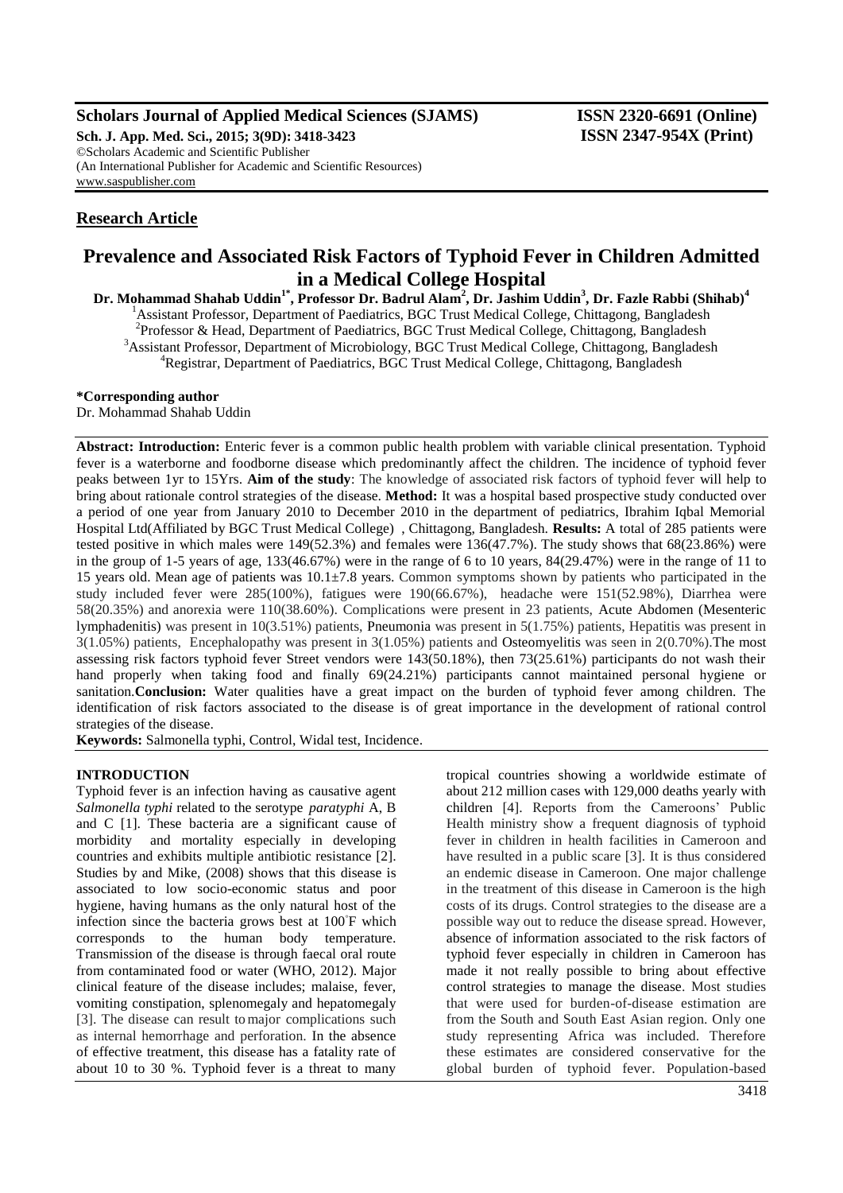**Scholars Journal of Applied Medical Sciences (SJAMS)** **ISSN 2320-6691 (Online)**

**Sch. J. App. Med. Sci., 2015; 3(9D): 3418-3423** **ISSN 2347-954X (Print)**

©Scholars Academic and Scientific Publisher
(An International Publisher for Academic and Scientific Resources)
www.saspublisher.com

**Research Article**

# Prevalence and Associated Risk Factors of Typhoid Fever in Children Admitted in a Medical College Hospital

**Dr. Mohammad Shahab Uddin[1*], Professor Dr. Badrul Alam[2], Dr. Jashim Uddin[3], Dr. Fazle Rabbi (Shihab)[4]**

[1]Assistant Professor, Department of Paediatrics, BGC Trust Medical College, Chittagong, Bangladesh
[2]Professor & Head, Department of Paediatrics, BGC Trust Medical College, Chittagong, Bangladesh
[3]Assistant Professor, Department of Microbiology, BGC Trust Medical College, Chittagong, Bangladesh
[4]Registrar, Department of Paediatrics, BGC Trust Medical College, Chittagong, Bangladesh

**\*Corresponding author**
Dr. Mohammad Shahab Uddin

**Abstract: Introduction:** Enteric fever is a common public health problem with variable clinical presentation. Typhoid fever is a waterborne and foodborne disease which predominantly affect the children. The incidence of typhoid fever peaks between 1yr to 15Yrs. **Aim of the study**: The knowledge of associated risk factors of typhoid fever will help to bring about rationale control strategies of the disease. **Method:** It was a hospital based prospective study conducted over a period of one year from January 2010 to December 2010 in the department of pediatrics, Ibrahim Iqbal Memorial Hospital Ltd(Affiliated by BGC Trust Medical College) , Chittagong, Bangladesh. **Results:** A total of 285 patients were tested positive in which males were 149(52.3%) and females were 136(47.7%). The study shows that 68(23.86%) were in the group of 1-5 years of age, 133(46.67%) were in the range of 6 to 10 years, 84(29.47%) were in the range of 11 to 15 years old. Mean age of patients was 10.1±7.8 years. Common symptoms shown by patients who participated in the study included fever were 285(100%), fatigues were 190(66.67%), headache were 151(52.98%), Diarrhea were 58(20.35%) and anorexia were 110(38.60%). Complications were present in 23 patients, Acute Abdomen (Mesenteric lymphadenitis) was present in 10(3.51%) patients, Pneumonia was present in 5(1.75%) patients, Hepatitis was present in 3(1.05%) patients, Encephalopathy was present in 3(1.05%) patients and Osteomyelitis was seen in 2(0.70%).The most assessing risk factors typhoid fever Street vendors were 143(50.18%), then 73(25.61%) participants do not wash their hand properly when taking food and finally 69(24.21%) participants cannot maintained personal hygiene or sanitation.**Conclusion:** Water qualities have a great impact on the burden of typhoid fever among children. The identification of risk factors associated to the disease is of great importance in the development of rational control strategies of the disease.

**Keywords:** Salmonella typhi, Control, Widal test, Incidence.

## INTRODUCTION

Typhoid fever is an infection having as causative agent *Salmonella typhi* related to the serotype *paratyphi* A, B and C [1]. These bacteria are a significant cause of morbidity and mortality especially in developing countries and exhibits multiple antibiotic resistance [2]. Studies by and Mike, (2008) shows that this disease is associated to low socio-economic status and poor hygiene, having humans as the only natural host of the infection since the bacteria grows best at 100°F which corresponds to the human body temperature. Transmission of the disease is through faecal oral route from contaminated food or water (WHO, 2012). Major clinical feature of the disease includes; malaise, fever, vomiting constipation, splenomegaly and hepatomegaly [3]. The disease can result to major complications such as internal hemorrhage and perforation. In the absence of effective treatment, this disease has a fatality rate of about 10 to 30 %. Typhoid fever is a threat to many tropical countries showing a worldwide estimate of about 212 million cases with 129,000 deaths yearly with children [4]. Reports from the Cameroons' Public Health ministry show a frequent diagnosis of typhoid fever in children in health facilities in Cameroon and have resulted in a public scare [3]. It is thus considered an endemic disease in Cameroon. One major challenge in the treatment of this disease in Cameroon is the high costs of its drugs. Control strategies to the disease are a possible way out to reduce the disease spread. However, absence of information associated to the risk factors of typhoid fever especially in children in Cameroon has made it not really possible to bring about effective control strategies to manage the disease. Most studies that were used for burden-of-disease estimation are from the South and South East Asian region. Only one study representing Africa was included. Therefore these estimates are considered conservative for the global burden of typhoid fever. Population-based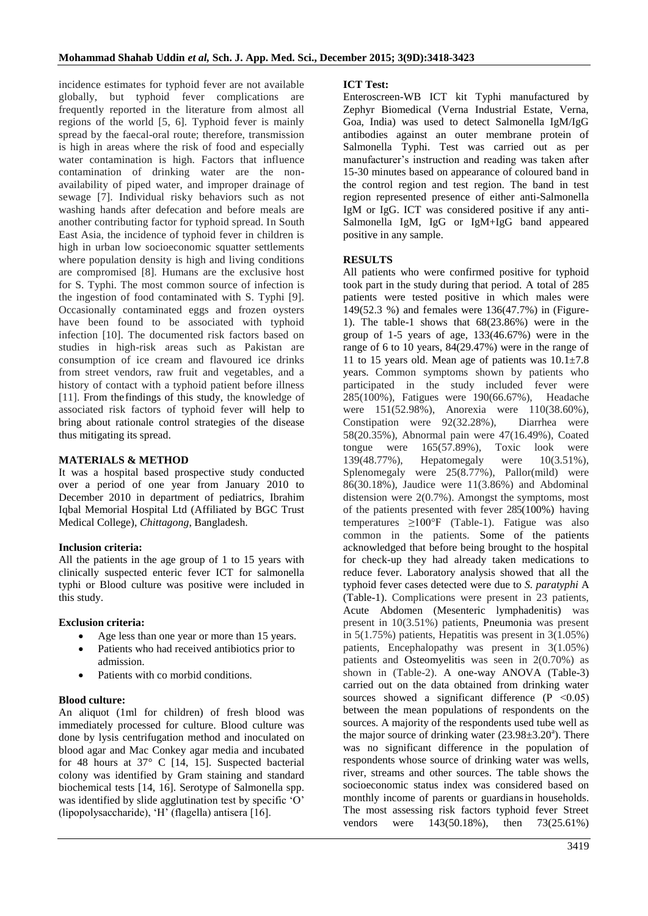incidence estimates for typhoid fever are not available globally, but typhoid fever complications are frequently reported in the literature from almost all regions of the world [5, 6]. Typhoid fever is mainly spread by the faecal-oral route; therefore, transmission is high in areas where the risk of food and especially water contamination is high. Factors that influence contamination of drinking water are the non-availability of piped water, and improper drainage of sewage [7]. Individual risky behaviors such as not washing hands after defecation and before meals are another contributing factor for typhoid spread. In South East Asia, the incidence of typhoid fever in children is high in urban low socioeconomic squatter settlements where population density is high and living conditions are compromised [8]. Humans are the exclusive host for S. Typhi. The most common source of infection is the ingestion of food contaminated with S. Typhi [9]. Occasionally contaminated eggs and frozen oysters have been found to be associated with typhoid infection [10]. The documented risk factors based on studies in high-risk areas such as Pakistan are consumption of ice cream and flavoured ice drinks from street vendors, raw fruit and vegetables, and a history of contact with a typhoid patient before illness [11]. From thefindings of this study, the knowledge of associated risk factors of typhoid fever will help to bring about rationale control strategies of the disease thus mitigating its spread.

## MATERIALS & METHOD

It was a hospital based prospective study conducted over a period of one year from January 2010 to December 2010 in department of pediatrics, Ibrahim Iqbal Memorial Hospital Ltd (Affiliated by BGC Trust Medical College), *Chittagong*, Bangladesh.

### Inclusion criteria:

All the patients in the age group of 1 to 15 years with clinically suspected enteric fever ICT for salmonella typhi or Blood culture was positive were included in this study.

### Exclusion criteria:

- Age less than one year or more than 15 years.
- Patients who had received antibiotics prior to admission.
- Patients with co morbid conditions.

### Blood culture:

An aliquot (1ml for children) of fresh blood was immediately processed for culture. Blood culture was done by lysis centrifugation method and inoculated on blood agar and Mac Conkey agar media and incubated for 48 hours at 37° C [14, 15]. Suspected bacterial colony was identified by Gram staining and standard biochemical tests [14, 16]. Serotype of Salmonella spp. was identified by slide agglutination test by specific 'O' (lipopolysaccharide), 'H' (flagella) antisera [16].

### ICT Test:

Enteroscreen-WB ICT kit Typhi manufactured by Zephyr Biomedical (Verna Industrial Estate, Verna, Goa, India) was used to detect Salmonella IgM/IgG antibodies against an outer membrane protein of Salmonella Typhi. Test was carried out as per manufacturer's instruction and reading was taken after 15-30 minutes based on appearance of coloured band in the control region and test region. The band in test region represented presence of either anti-Salmonella IgM or IgG. ICT was considered positive if any anti-Salmonella IgM, IgG or IgM+IgG band appeared positive in any sample.

## RESULTS

All patients who were confirmed positive for typhoid took part in the study during that period. A total of 285 patients were tested positive in which males were 149(52.3 %) and females were 136(47.7%) in (Figure-1). The table-1 shows that 68(23.86%) were in the group of 1-5 years of age, 133(46.67%) were in the range of 6 to 10 years, 84(29.47%) were in the range of 11 to 15 years old. Mean age of patients was 10.1±7.8 years. Common symptoms shown by patients who participated in the study included fever were 285(100%), Fatigues were 190(66.67%), Headache were 151(52.98%), Anorexia were 110(38.60%), Constipation were 92(32.28%), Diarrhea were 58(20.35%), Abnormal pain were 47(16.49%), Coated tongue were 165(57.89%), Toxic look were 139(48.77%), Hepatomegaly were 10(3.51%), Splenomegaly were 25(8.77%), Pallor(mild) were 86(30.18%), Jaudice were 11(3.86%) and Abdominal distension were 2(0.7%). Amongst the symptoms, most of the patients presented with fever 285(100%) having temperatures ≥100°F (Table-1). Fatigue was also common in the patients. Some of the patients acknowledged that before being brought to the hospital for check-up they had already taken medications to reduce fever. Laboratory analysis showed that all the typhoid fever cases detected were due to *S. paratyphi* A (Table-1). Complications were present in 23 patients, Acute Abdomen (Mesenteric lymphadenitis) was present in 10(3.51%) patients, Pneumonia was present in 5(1.75%) patients, Hepatitis was present in 3(1.05%) patients, Encephalopathy was present in 3(1.05%) patients and Osteomyelitis was seen in 2(0.70%) as shown in (Table-2). A one-way ANOVA (Table-3) carried out on the data obtained from drinking water sources showed a significant difference ($P < 0.05$) between the mean populations of respondents on the sources. A majority of the respondents used tube well as the major source of drinking water (23.98±3.20[a]). There was no significant difference in the population of respondents whose source of drinking water was wells, river, streams and other sources. The table shows the socioeconomic status index was considered based on monthly income of parents or guardiansin households. The most assessing risk factors typhoid fever Street vendors were 143(50.18%), then 73(25.61%)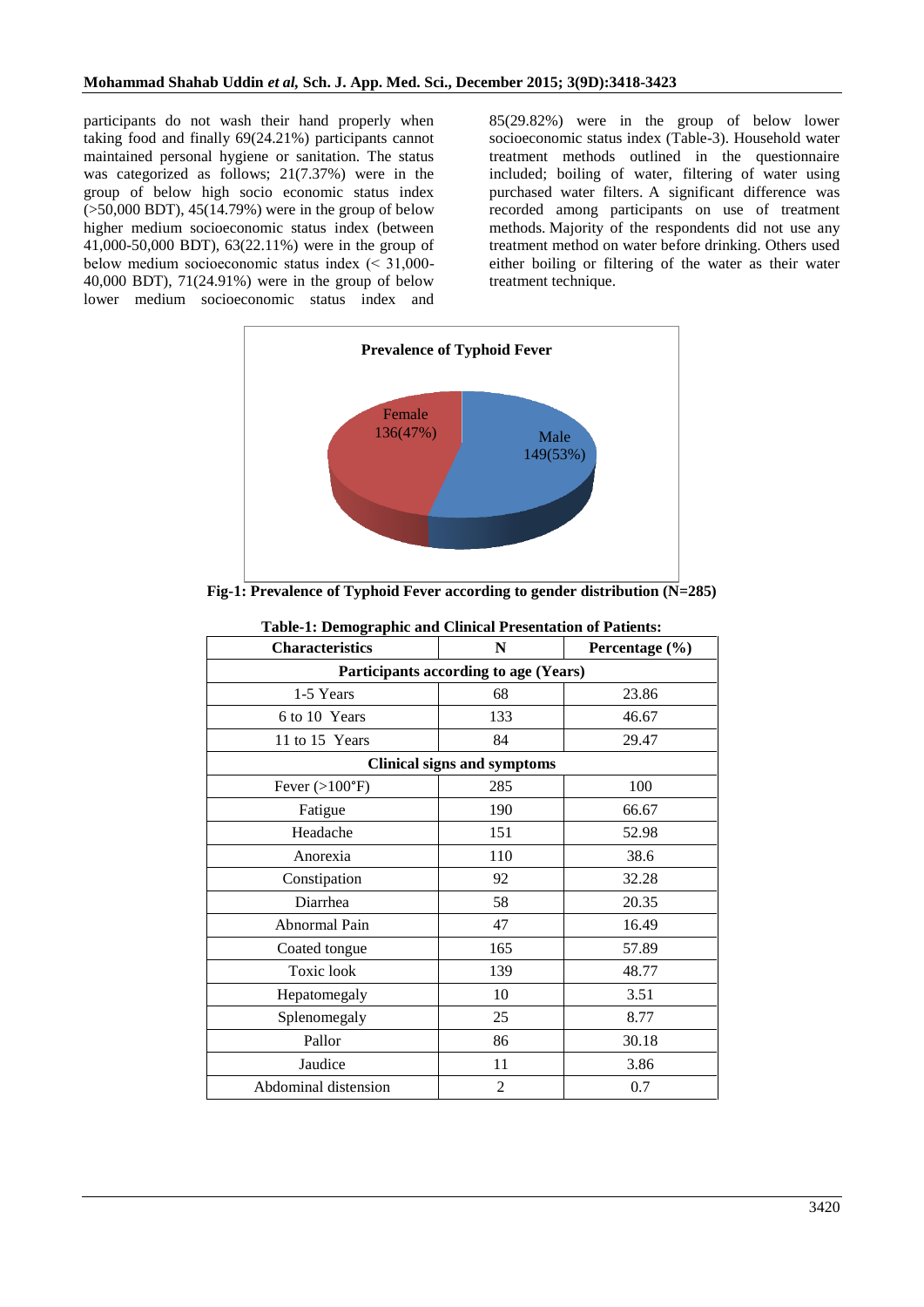participants do not wash their hand properly when taking food and finally 69(24.21%) participants cannot maintained personal hygiene or sanitation. The status was categorized as follows; 21(7.37%) were in the group of below high socio economic status index (>50,000 BDT), 45(14.79%) were in the group of below higher medium socioeconomic status index (between 41,000-50,000 BDT), 63(22.11%) were in the group of below medium socioeconomic status index (< 31,000-40,000 BDT), 71(24.91%) were in the group of below lower medium socioeconomic status index and 85(29.82%) were in the group of below lower socioeconomic status index (Table-3). Household water treatment methods outlined in the questionnaire included; boiling of water, filtering of water using purchased water filters. A significant difference was recorded among participants on use of treatment methods. Majority of the respondents did not use any treatment method on water before drinking. Others used either boiling or filtering of the water as their water treatment technique.

**Prevalence of Typhoid Fever**

Female 136(47%)

Male 149(53%)

**Fig-1: Prevalence of Typhoid Fever according to gender distribution (N=285)**

**Table-1: Demographic and Clinical Presentation of Patients:**

| Characteristics | N | Percentage (%) |
|---|---|---|
| **Participants according to age (Years)** | | |
| 1-5 Years | 68 | 23.86 |
| 6 to 10 Years | 133 | 46.67 |
| 11 to 15 Years | 84 | 29.47 |
| **Clinical signs and symptoms** | | |
| Fever (>100°F) | 285 | 100 |
| Fatigue | 190 | 66.67 |
| Headache | 151 | 52.98 |
| Anorexia | 110 | 38.6 |
| Constipation | 92 | 32.28 |
| Diarrhea | 58 | 20.35 |
| Abnormal Pain | 47 | 16.49 |
| Coated tongue | 165 | 57.89 |
| Toxic look | 139 | 48.77 |
| Hepatomegaly | 10 | 3.51 |
| Splenomegaly | 25 | 8.77 |
| Pallor | 86 | 30.18 |
| Jaudice | 11 | 3.86 |
| Abdominal distension | 2 | 0.7 |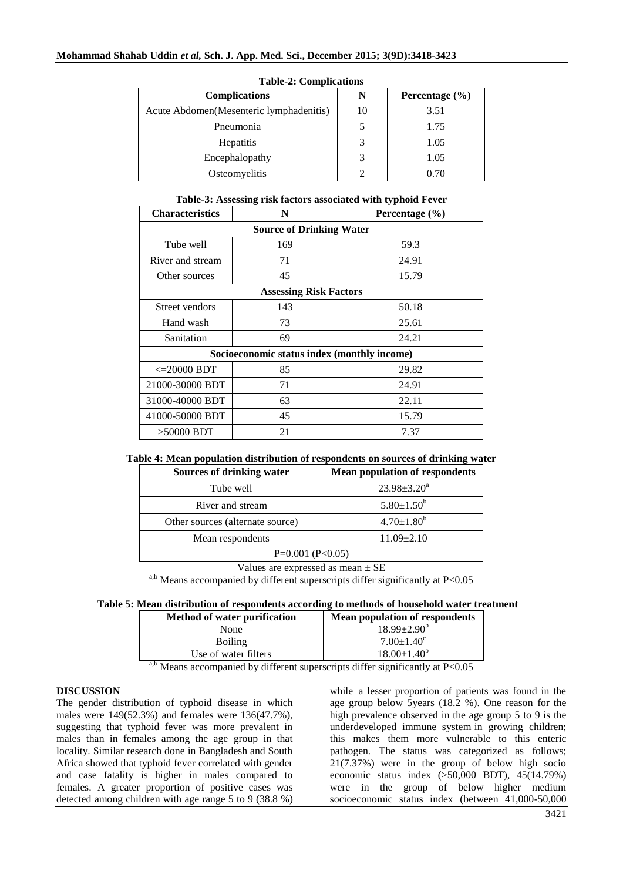**Table-2: Complications**

| Complications | N | Percentage (%) |
|---|---|---|
| Acute Abdomen(Mesenteric lymphadenitis) | 10 | 3.51 |
| Pneumonia | 5 | 1.75 |
| Hepatitis | 3 | 1.05 |
| Encephalopathy | 3 | 1.05 |
| Osteomyelitis | 2 | 0.70 |

**Table-3: Assessing risk factors associated with typhoid Fever**

| Characteristics | N | Percentage (%) |
|---|---|---|
| **Source of Drinking Water** | | |
| Tube well | 169 | 59.3 |
| River and stream | 71 | 24.91 |
| Other sources | 45 | 15.79 |
| **Assessing Risk Factors** | | |
| Street vendors | 143 | 50.18 |
| Hand wash | 73 | 25.61 |
| Sanitation | 69 | 24.21 |
| **Socioeconomic status index (monthly income)** | | |
| <=20000 BDT | 85 | 29.82 |
| 21000-30000 BDT | 71 | 24.91 |
| 31000-40000 BDT | 63 | 22.11 |
| 41000-50000 BDT | 45 | 15.79 |
| >50000 BDT | 21 | 7.37 |

**Table 4: Mean population distribution of respondents on sources of drinking water**

| Sources of drinking water | Mean population of respondents |
|---|---|
| Tube well | $23.98{\pm}3.20^{a}$ |
| River and stream | $5.80{\pm}1.50^{b}$ |
| Other sources (alternate source) | $4.70{\pm}1.80^{b}$ |
| Mean respondents | $11.09{\pm}2.10$ |
| P=0.001 (P<0.05) | |

Values are expressed as mean ± SE

$^{a,b}$ Means accompanied by different superscripts differ significantly at P<0.05

**Table 5: Mean distribution of respondents according to methods of household water treatment**

| Method of water purification | Mean population of respondents |
|---|---|
| None | $18.99{\pm}2.90^{b}$ |
| Boiling | $7.00{\pm}1.40^{c}$ |
| Use of water filters | $18.00{\pm}1.40^{b}$ |

$^{a,b}$ Means accompanied by different superscripts differ significantly at P<0.05

## DISCUSSION

The gender distribution of typhoid disease in which males were 149(52.3%) and females were 136(47.7%), suggesting that typhoid fever was more prevalent in males than in females among the age group in that locality. Similar research done in Bangladesh and South Africa showed that typhoid fever correlated with gender and case fatality is higher in males compared to females. A greater proportion of positive cases was detected among children with age range 5 to 9 (38.8 %) while a lesser proportion of patients was found in the age group below 5years (18.2 %). One reason for the high prevalence observed in the age group 5 to 9 is the underdeveloped immune system in growing children; this makes them more vulnerable to this enteric pathogen. The status was categorized as follows; 21(7.37%) were in the group of below high socio economic status index (>50,000 BDT), 45(14.79%) were in the group of below higher medium socioeconomic status index (between 41,000-50,000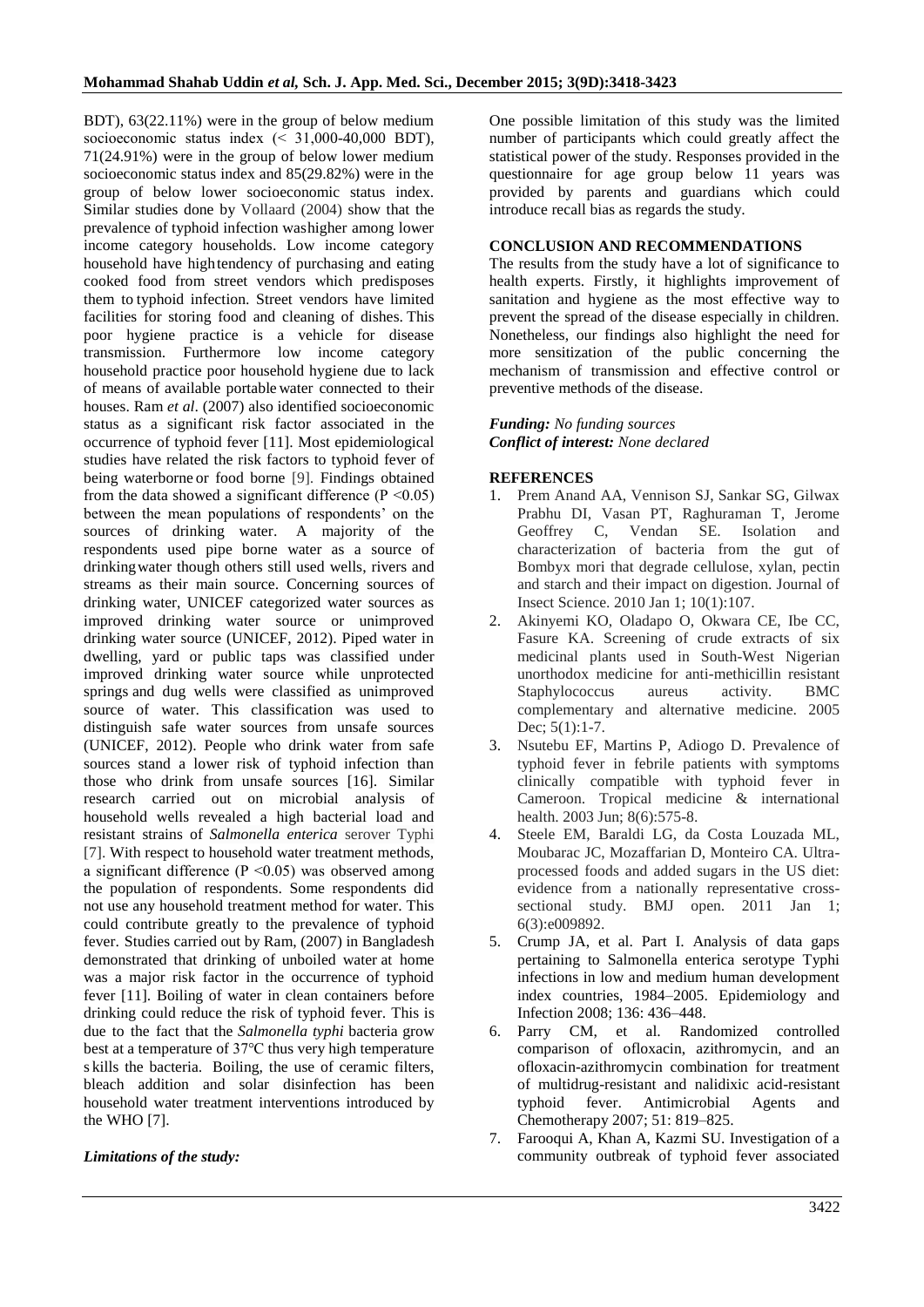BDT), 63(22.11%) were in the group of below medium socioeconomic status index (< 31,000-40,000 BDT), 71(24.91%) were in the group of below lower medium socioeconomic status index and 85(29.82%) were in the group of below lower socioeconomic status index. Similar studies done by Vollaard (2004) show that the prevalence of typhoid infection washigher among lower income category households. Low income category household have hightendency of purchasing and eating cooked food from street vendors which predisposes them to typhoid infection. Street vendors have limited facilities for storing food and cleaning of dishes. This poor hygiene practice is a vehicle for disease transmission. Furthermore low income category household practice poor household hygiene due to lack of means of available portable water connected to their houses. Ram *et al*. (2007) also identified socioeconomic status as a significant risk factor associated in the occurrence of typhoid fever [11]. Most epidemiological studies have related the risk factors to typhoid fever of being waterborne or food borne [9]. Findings obtained from the data showed a significant difference ($P < 0.05$) between the mean populations of respondents' on the sources of drinking water. A majority of the respondents used pipe borne water as a source of drinkingwater though others still used wells, rivers and streams as their main source. Concerning sources of drinking water, UNICEF categorized water sources as improved drinking water source or unimproved drinking water source (UNICEF, 2012). Piped water in dwelling, yard or public taps was classified under improved drinking water source while unprotected springs and dug wells were classified as unimproved source of water. This classification was used to distinguish safe water sources from unsafe sources (UNICEF, 2012). People who drink water from safe sources stand a lower risk of typhoid infection than those who drink from unsafe sources [16]. Similar research carried out on microbial analysis of household wells revealed a high bacterial load and resistant strains of *Salmonella enterica* serover Typhi [7]. With respect to household water treatment methods, a significant difference ($P < 0.05$) was observed among the population of respondents. Some respondents did not use any household treatment method for water. This could contribute greatly to the prevalence of typhoid fever. Studies carried out by Ram, (2007) in Bangladesh demonstrated that drinking of unboiled water at home was a major risk factor in the occurrence of typhoid fever [11]. Boiling of water in clean containers before drinking could reduce the risk of typhoid fever. This is due to the fact that the *Salmonella typhi* bacteria grow best at a temperature of 37°C thus very high temperature s kills the bacteria. Boiling, the use of ceramic filters, bleach addition and solar disinfection has been household water treatment interventions introduced by the WHO [7].

***Limitations of the study:***

One possible limitation of this study was the limited number of participants which could greatly affect the statistical power of the study. Responses provided in the questionnaire for age group below 11 years was provided by parents and guardians which could introduce recall bias as regards the study.

## CONCLUSION AND RECOMMENDATIONS

The results from the study have a lot of significance to health experts. Firstly, it highlights improvement of sanitation and hygiene as the most effective way to prevent the spread of the disease especially in children. Nonetheless, our findings also highlight the need for more sensitization of the public concerning the mechanism of transmission and effective control or preventive methods of the disease.

***Funding:*** *No funding sources*
***Conflict of interest:*** *None declared*

## REFERENCES

1. Prem Anand AA, Vennison SJ, Sankar SG, Gilwax Prabhu DI, Vasan PT, Raghuraman T, Jerome Geoffrey C, Vendan SE. Isolation and characterization of bacteria from the gut of Bombyx mori that degrade cellulose, xylan, pectin and starch and their impact on digestion. Journal of Insect Science. 2010 Jan 1; 10(1):107.
2. Akinyemi KO, Oladapo O, Okwara CE, Ibe CC, Fasure KA. Screening of crude extracts of six medicinal plants used in South-West Nigerian unorthodox medicine for anti-methicillin resistant Staphylococcus aureus activity. BMC complementary and alternative medicine. 2005 Dec; 5(1):1-7.
3. Nsutebu EF, Martins P, Adiogo D. Prevalence of typhoid fever in febrile patients with symptoms clinically compatible with typhoid fever in Cameroon. Tropical medicine & international health. 2003 Jun; 8(6):575-8.
4. Steele EM, Baraldi LG, da Costa Louzada ML, Moubarac JC, Mozaffarian D, Monteiro CA. Ultra-processed foods and added sugars in the US diet: evidence from a nationally representative cross-sectional study. BMJ open. 2011 Jan 1; 6(3):e009892.
5. Crump JA, et al. Part I. Analysis of data gaps pertaining to Salmonella enterica serotype Typhi infections in low and medium human development index countries, 1984–2005. Epidemiology and Infection 2008; 136: 436–448.
6. Parry CM, et al. Randomized controlled comparison of ofloxacin, azithromycin, and an ofloxacin-azithromycin combination for treatment of multidrug-resistant and nalidixic acid-resistant typhoid fever. Antimicrobial Agents and Chemotherapy 2007; 51: 819–825.
7. Farooqui A, Khan A, Kazmi SU. Investigation of a community outbreak of typhoid fever associated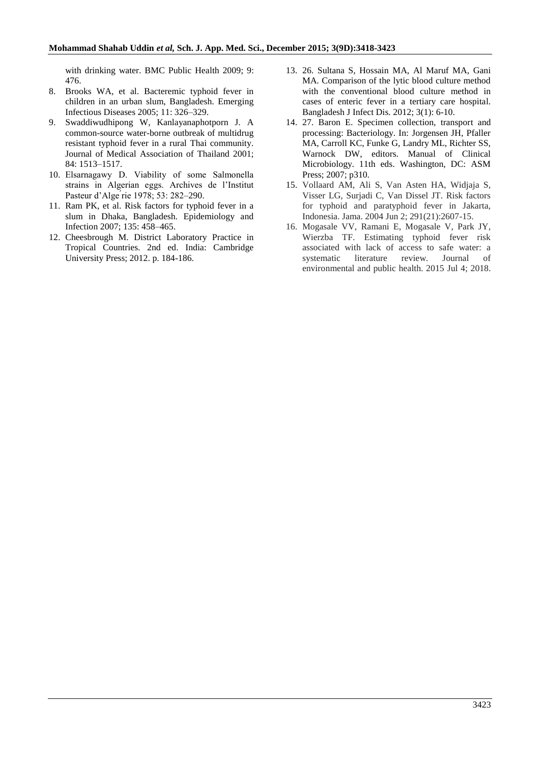with drinking water. BMC Public Health 2009; 9: 476.

8. Brooks WA, et al. Bacteremic typhoid fever in children in an urban slum, Bangladesh. Emerging Infectious Diseases 2005; 11: 326–329.
9. Swaddiwudhipong W, Kanlayanaphotporn J. A common-source water-borne outbreak of multidrug resistant typhoid fever in a rural Thai community. Journal of Medical Association of Thailand 2001; 84: 1513–1517.
10. Elsarnagawy D. Viability of some Salmonella strains in Algerian eggs. Archives de l'Institut Pasteur d'Alge´rie 1978; 53: 282–290.
11. Ram PK, et al. Risk factors for typhoid fever in a slum in Dhaka, Bangladesh. Epidemiology and Infection 2007; 135: 458–465.
12. Cheesbrough M. District Laboratory Practice in Tropical Countries. 2nd ed. India: Cambridge University Press; 2012. p. 184-186.
13. 26. Sultana S, Hossain MA, Al Maruf MA, Gani MA. Comparison of the lytic blood culture method with the conventional blood culture method in cases of enteric fever in a tertiary care hospital. Bangladesh J Infect Dis. 2012; 3(1): 6-10.
14. 27. Baron E. Specimen collection, transport and processing: Bacteriology. In: Jorgensen JH, Pfaller MA, Carroll KC, Funke G, Landry ML, Richter SS, Warnock DW, editors. Manual of Clinical Microbiology. 11th eds. Washington, DC: ASM Press; 2007; p310.
15. Vollaard AM, Ali S, Van Asten HA, Widjaja S, Visser LG, Surjadi C, Van Dissel JT. Risk factors for typhoid and paratyphoid fever in Jakarta, Indonesia. Jama. 2004 Jun 2; 291(21):2607-15.
16. Mogasale VV, Ramani E, Mogasale V, Park JY, Wierzba TF. Estimating typhoid fever risk associated with lack of access to safe water: a systematic literature review. Journal of environmental and public health. 2015 Jul 4; 2018.